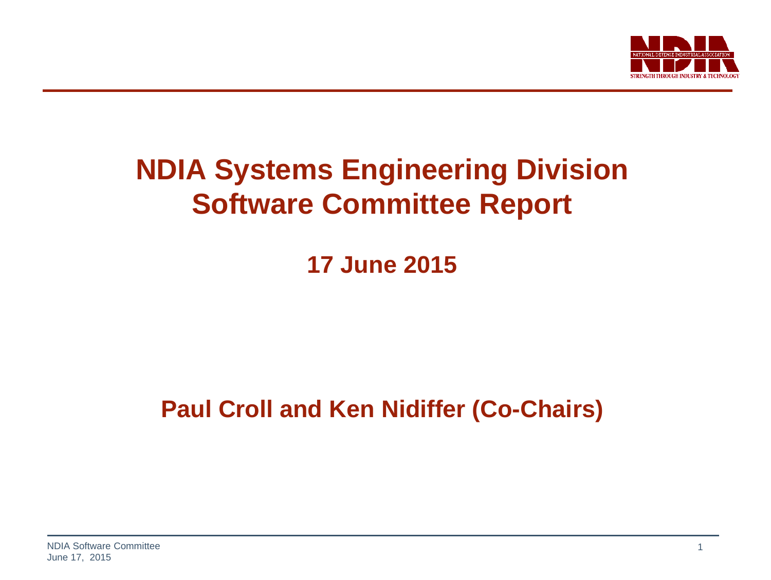# NDIA Systems Engineering Division Software Committee Report

**17 June 2015**

**Paul Croll and Ken Nidiffer (Co-Chairs)**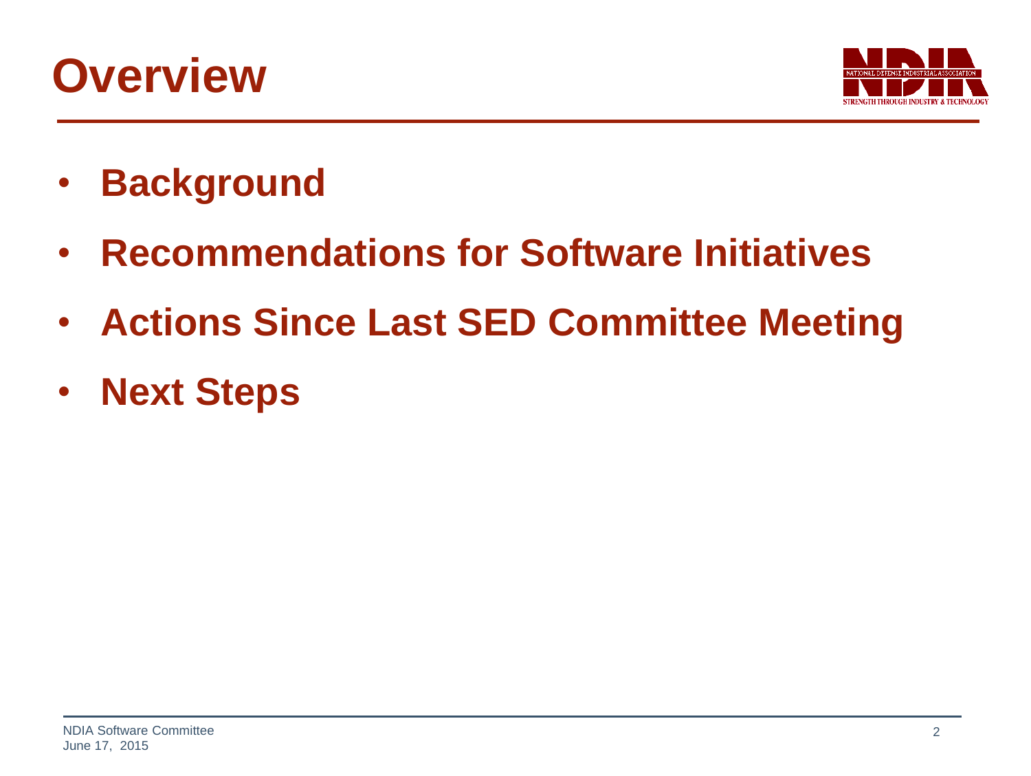# Overview

- **Background**
- **Recommendations for Software Initiatives**
- **Actions Since Last SED Committee Meeting**
- **Next Steps**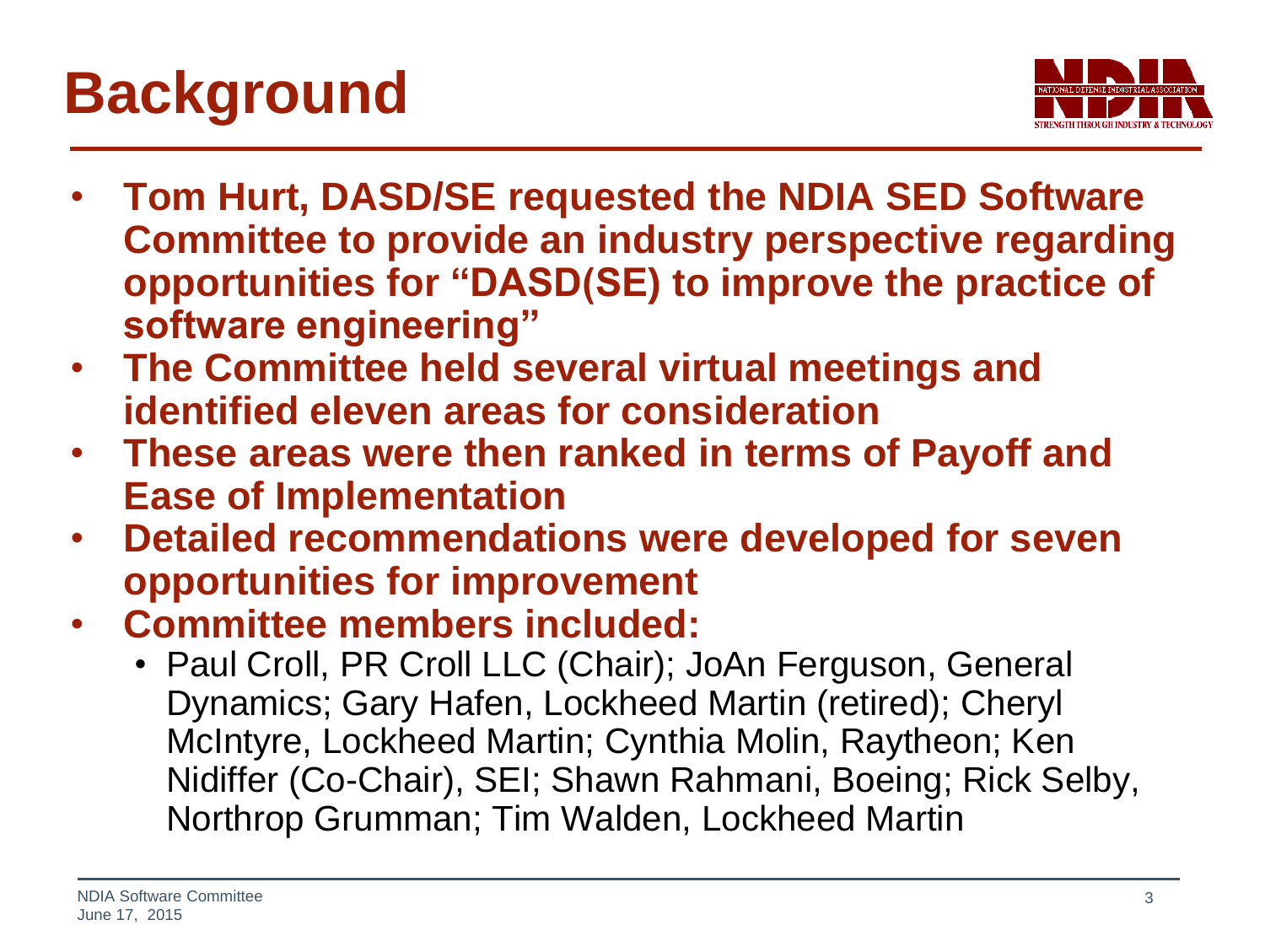# Background

- **Tom Hurt, DASD/SE requested the NDIA SED Software Committee to provide an industry perspective regarding opportunities for "DASD(SE) to improve the practice of software engineering"**
- **The Committee held several virtual meetings and identified eleven areas for consideration**
- **These areas were then ranked in terms of Payoff and Ease of Implementation**
- **Detailed recommendations were developed for seven opportunities for improvement**
- **Committee members included:**
  - Paul Croll, PR Croll LLC (Chair); JoAn Ferguson, General Dynamics; Gary Hafen, Lockheed Martin (retired); Cheryl McIntyre, Lockheed Martin; Cynthia Molin, Raytheon; Ken Nidiffer (Co-Chair), SEI; Shawn Rahmani, Boeing; Rick Selby, Northrop Grumman; Tim Walden, Lockheed Martin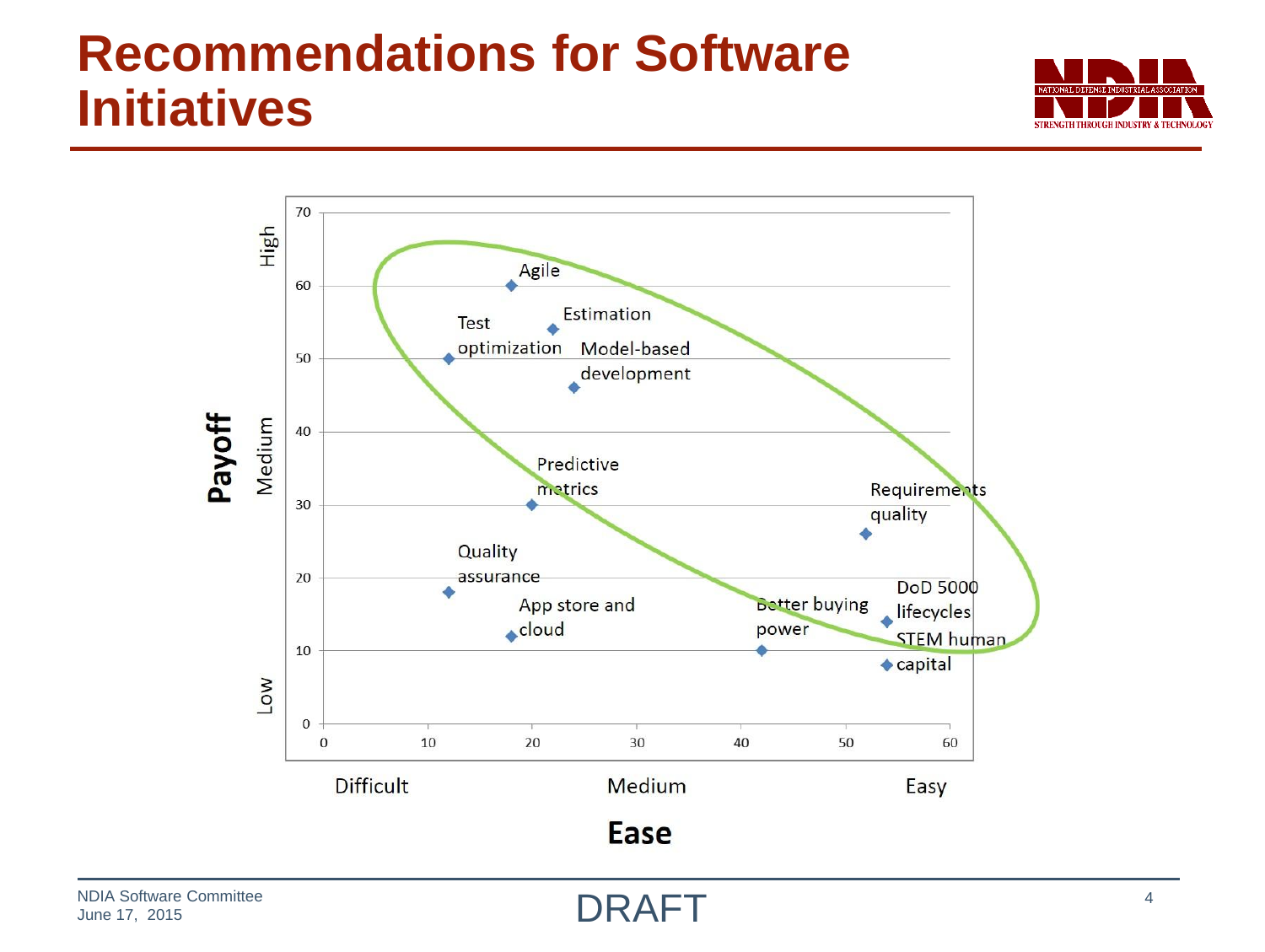# Recommendations for Software Initiatives

| Initiative | Ease | Payoff |
|---|---|---|
| Agile | 18 | 60 |
| Estimation | 22 | 54 |
| Test optimization | 12 | 50 |
| Model-based development | 24 | 46 |
| Predictive metrics | 20 | 30 |
| Requirements quality | 52 | 26 |
| Quality assurance | 12 | 18 |
| DoD 5000 lifecycles | 54 | 14 |
| App store and cloud | 18 | 12 |
| Better buying power | 42 | 10 |
| STEM human capital | 54 | 8 |

Payoff: Low – Medium – High (0–70)

Ease: Difficult – Medium – Easy (0–60)

DRAFT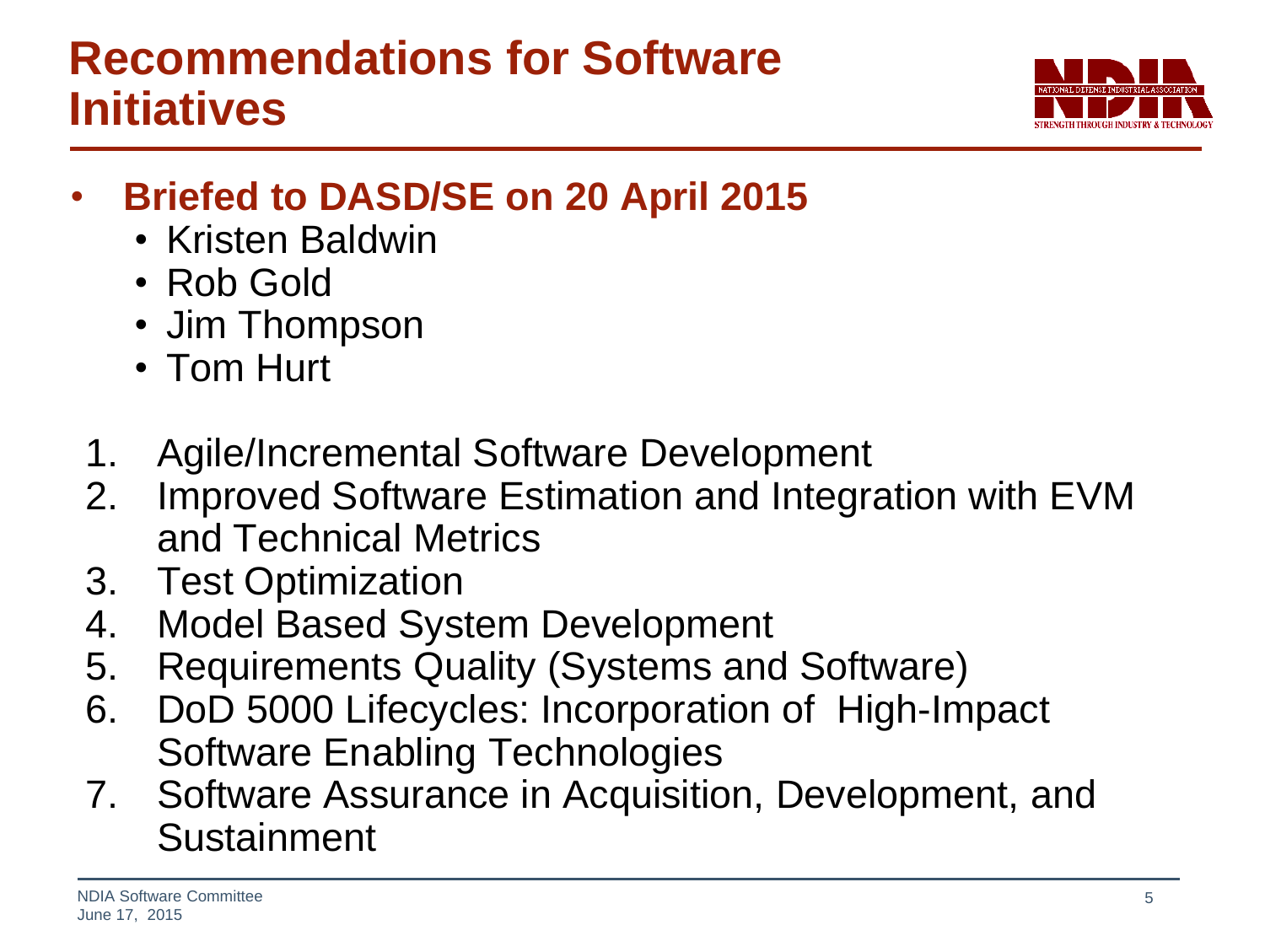# Recommendations for Software Initiatives

- **Briefed to DASD/SE on 20 April 2015**
  - Kristen Baldwin
  - Rob Gold
  - Jim Thompson
  - Tom Hurt

1. Agile/Incremental Software Development
2. Improved Software Estimation and Integration with EVM and Technical Metrics
3. Test Optimization
4. Model Based System Development
5. Requirements Quality (Systems and Software)
6. DoD 5000 Lifecycles: Incorporation of High-Impact Software Enabling Technologies
7. Software Assurance in Acquisition, Development, and Sustainment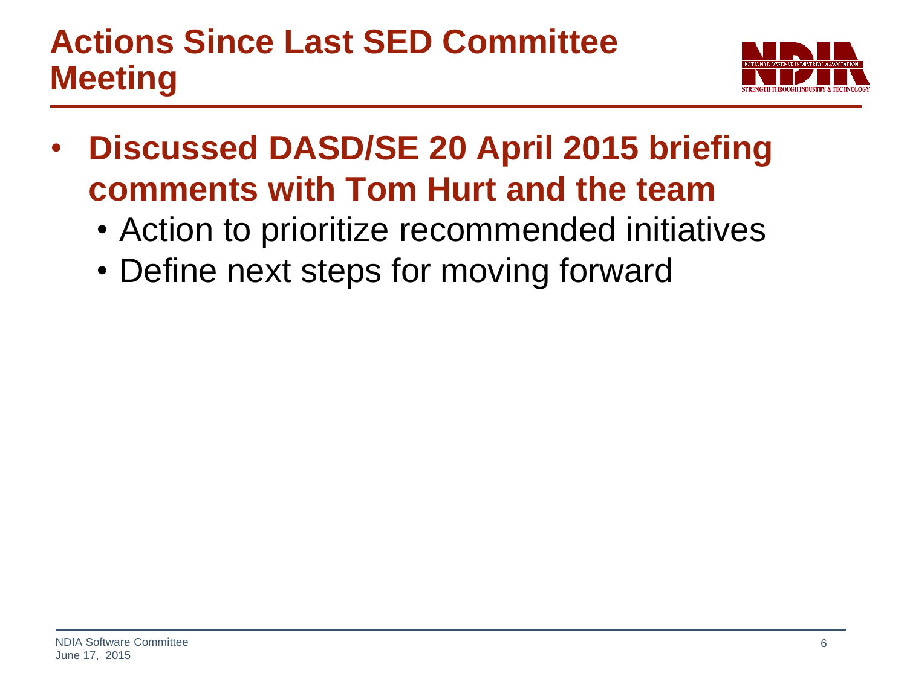# Actions Since Last SED Committee Meeting

- **Discussed DASD/SE 20 April 2015 briefing comments with Tom Hurt and the team**
  - Action to prioritize recommended initiatives
  - Define next steps for moving forward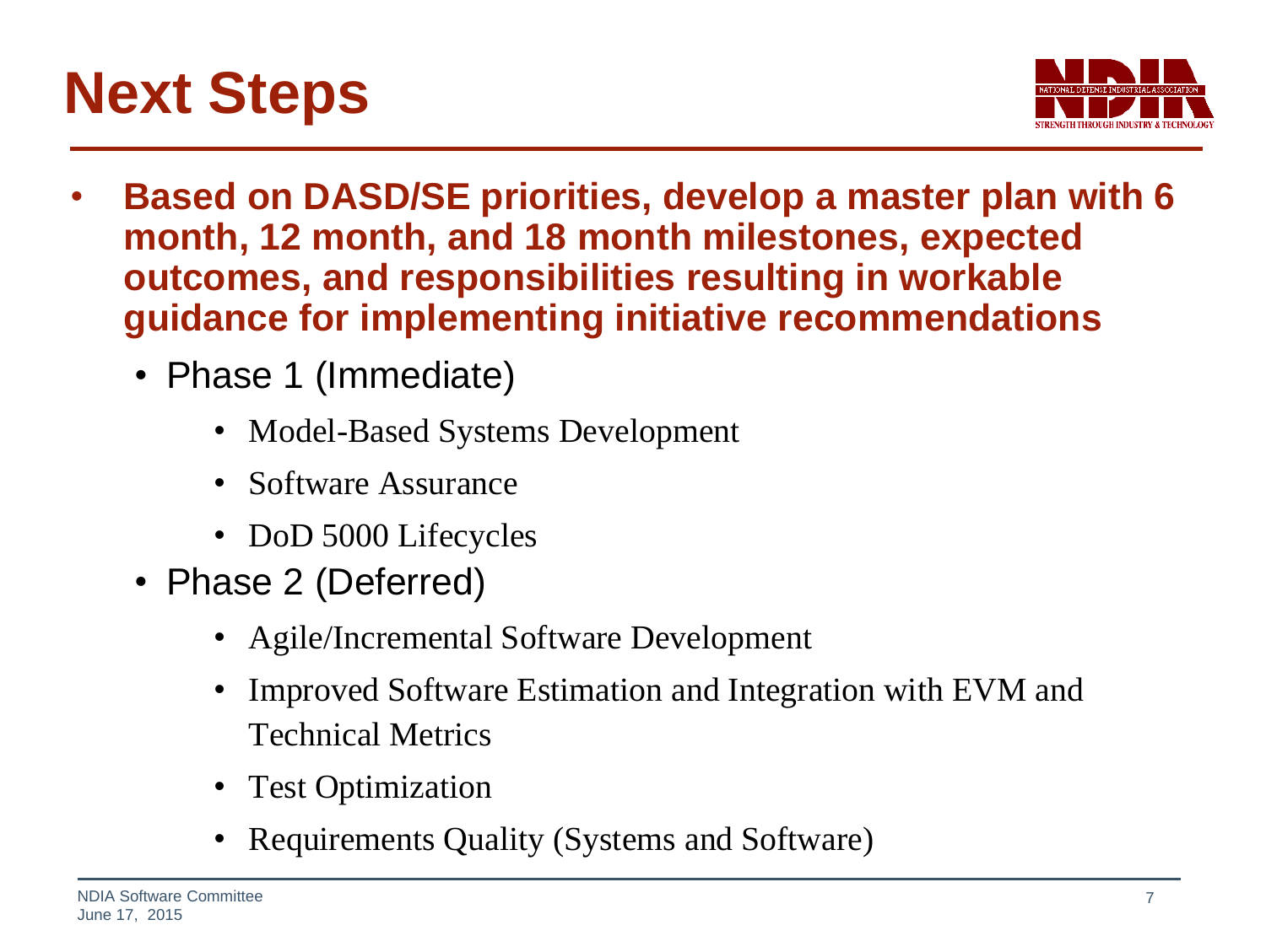# Next Steps

- **Based on DASD/SE priorities, develop a master plan with 6 month, 12 month, and 18 month milestones, expected outcomes, and responsibilities resulting in workable guidance for implementing initiative recommendations**
  - Phase 1 (Immediate)
    - Model-Based Systems Development
    - Software Assurance
    - DoD 5000 Lifecycles
  - Phase 2 (Deferred)
    - Agile/Incremental Software Development
    - Improved Software Estimation and Integration with EVM and Technical Metrics
    - Test Optimization
    - Requirements Quality (Systems and Software)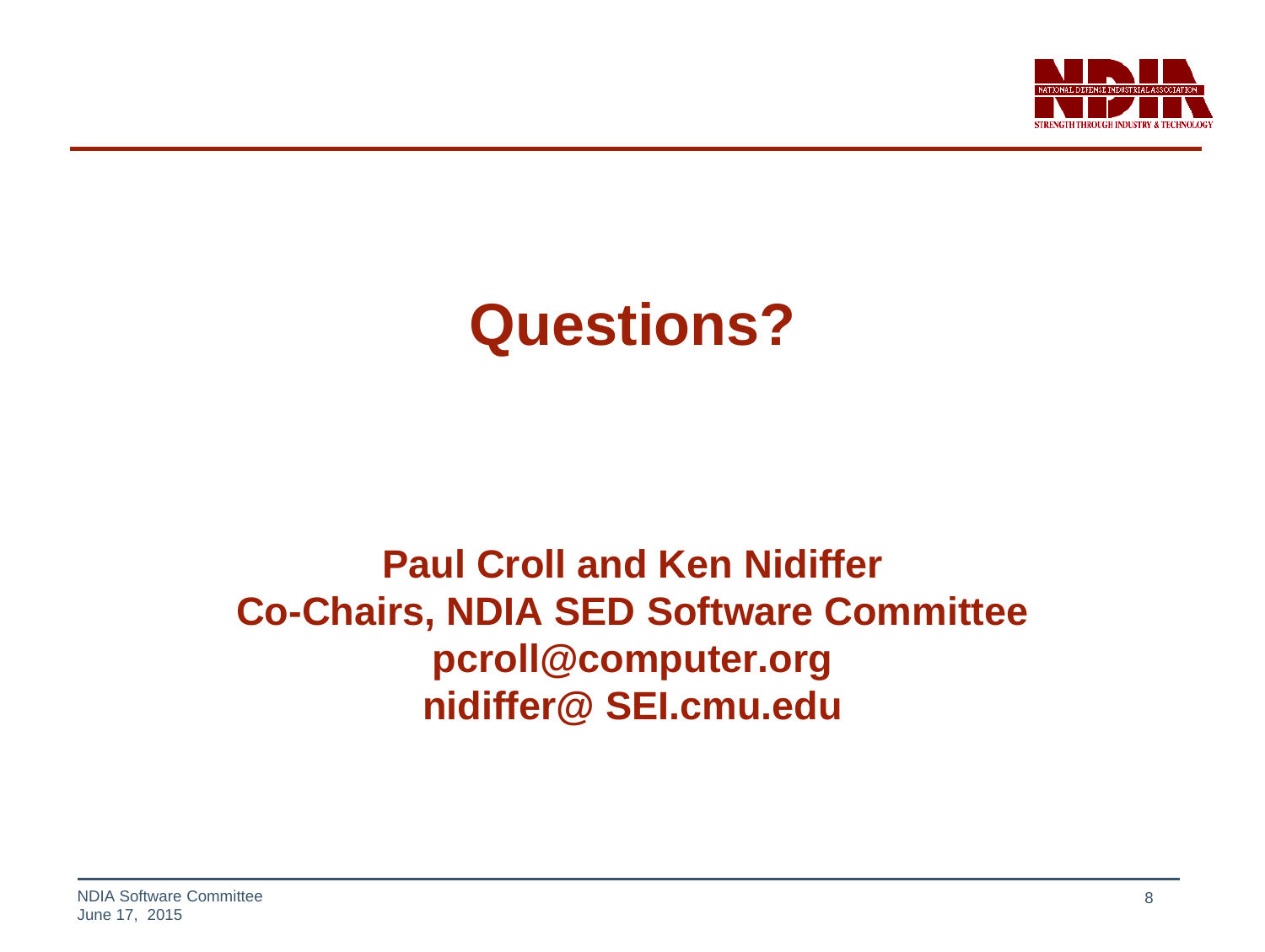# Questions?

**Paul Croll and Ken Nidiffer**
**Co-Chairs, NDIA SED Software Committee**
**pcroll@computer.org**
**nidiffer@ SEI.cmu.edu**